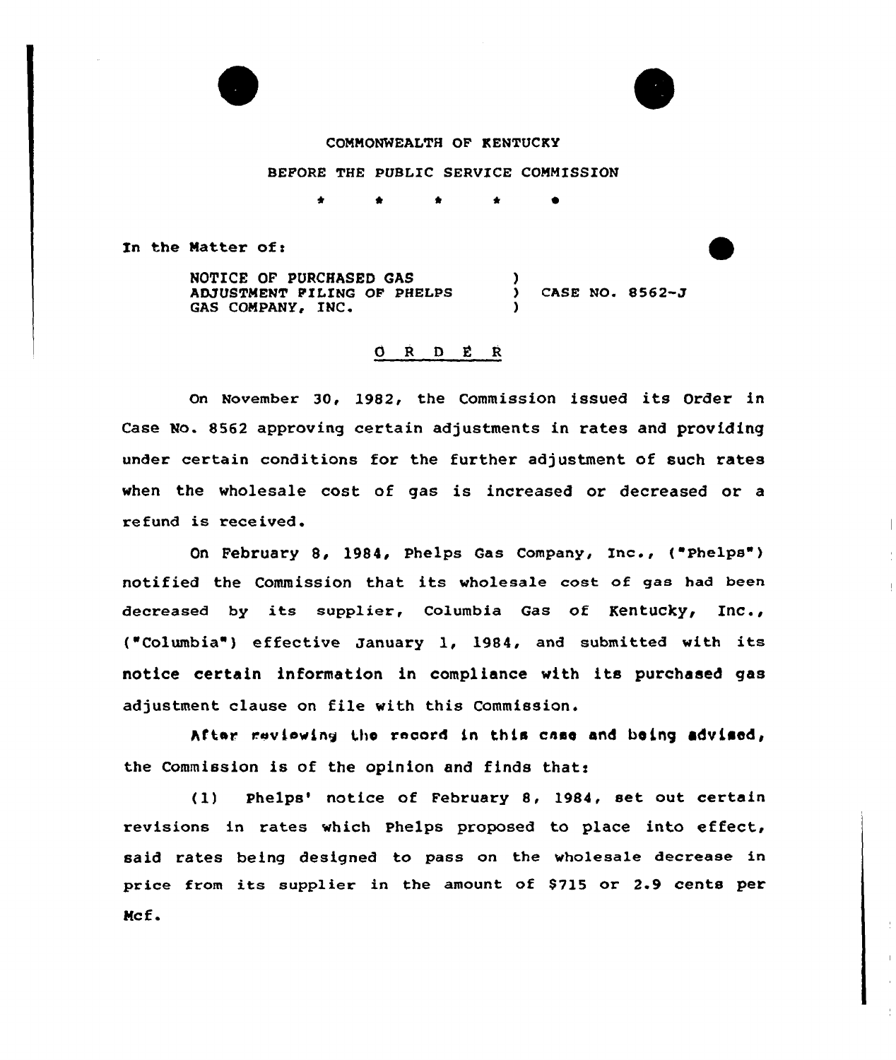COMMONWEALTH OF KENTUCKY

BEFORE THE PUBLIC SERVICE COMMISSION

\* \* \* \* \*

In the Matter of:

| | | |
|---|---|---|
| NOTICE OF PURCHASED GAS ADJUSTMENT FILING OF PHELPS GAS COMPANY, INC. | ) ) ) | CASE NO. 8562-J |

O R D E R

On November 30, 1982, the Commission issued its Order in Case No. 8562 approving certain adjustments in rates and providing under certain conditions for the further adjustment of such rates when the wholesale cost of gas is increased or decreased or a refund is received.

On February 8, 1984, Phelps Gas Company, Inc., ("Phelps") notified the Commission that its wholesale cost of gas had been decreased by its supplier, Columbia Gas of Kentucky, Inc., ("Columbia") effective January 1, 1984, and submitted with its notice certain information in compliance with its purchased gas adjustment clause on file with this Commission.

After reviewing the record in this case and being advised, the Commission is of the opinion and finds that:

(1) Phelps' notice of February 8, 1984, set out certain revisions in rates which Phelps proposed to place into effect, said rates being designed to pass on the wholesale decrease in price from its supplier in the amount of $715 or 2.9 cents per Mcf.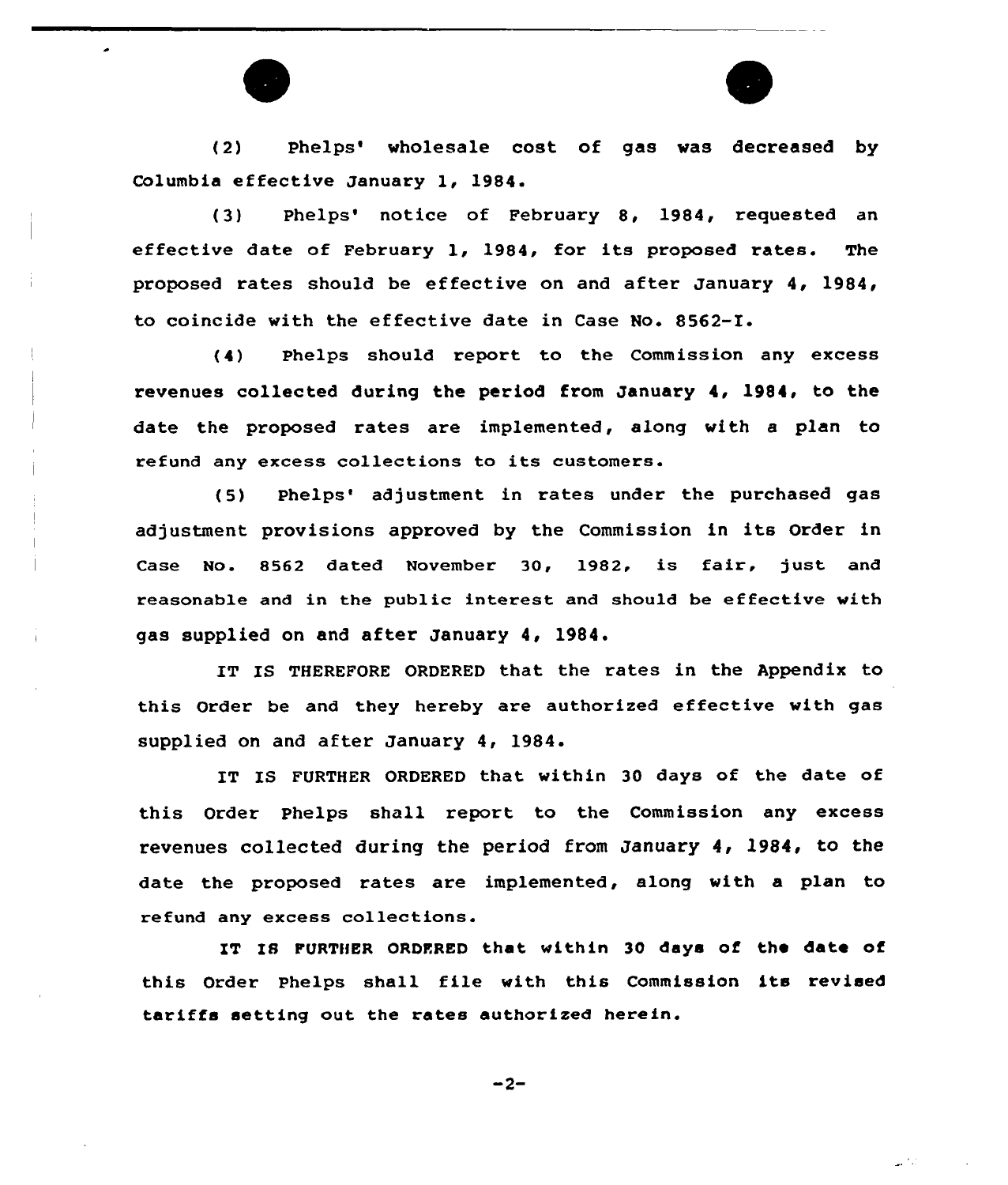(2) Phelps' wholesale cost of gas was decreased by Columbia effective January 1, 1984.

(3) Phelps' notice of February 8, 1984, requested an effective date of February 1, 1984, for its proposed rates. The proposed rates should be effective on and after January 4, 1984, to coincide with the effective date in Case No. 8562-I.

(4) Phelps should report to the Commission any excess revenues collected during the period from January 4, 1984, to the date the proposed rates are implemented, along with a plan to refund any excess collections to its customers.

(5) Phelps' adjustment in rates under the purchased gas adjustment provisions approved by the Commission in its Order in Case No. 8562 dated November 30, 1982, is fair, just and reasonable and in the public interest and should be effective with gas supplied on and after January 4, 1984.

IT IS THEREFORE ORDERED that the rates in the Appendix to this Order be and they hereby are authorized effective with gas supplied on and after January 4, 1984.

IT IS FURTHER ORDERED that within 30 days of the date of this Order Phelps shall report to the Commission any excess revenues collected during the period from January 4, 1984, to the date the proposed rates are implemented, along with a plan to refund any excess collections.

IT IS FURTHER ORDERED that within 30 days of the date of this Order Phelps shall file with this Commission its revised tariffs setting out the rates authorized herein.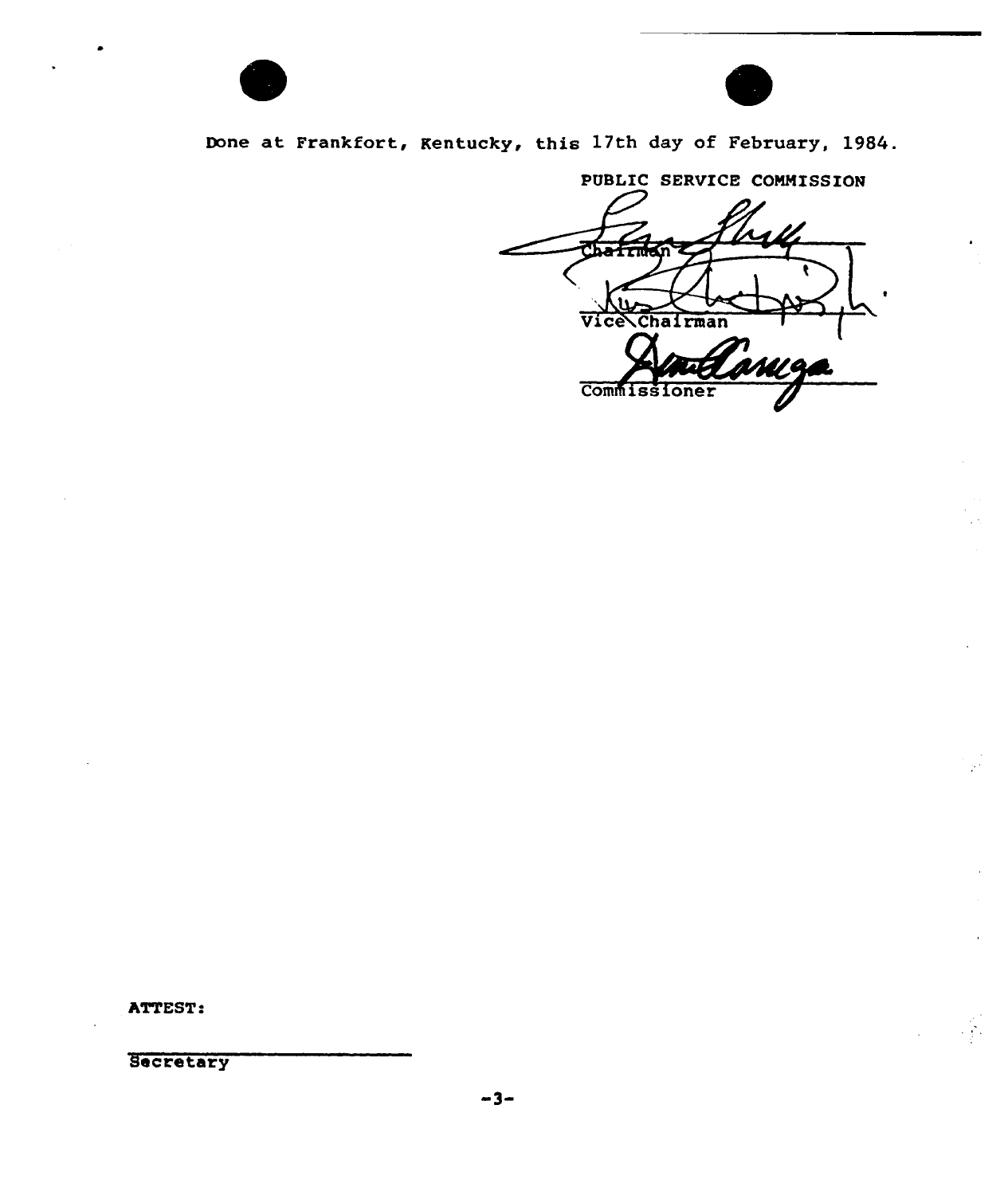Done at Frankfort, Kentucky, this 17th day of February, 1984.

PUBLIC SERVICE COMMISSION

Chairman

Vice Chairman

Commissioner

ATTEST:

Secretary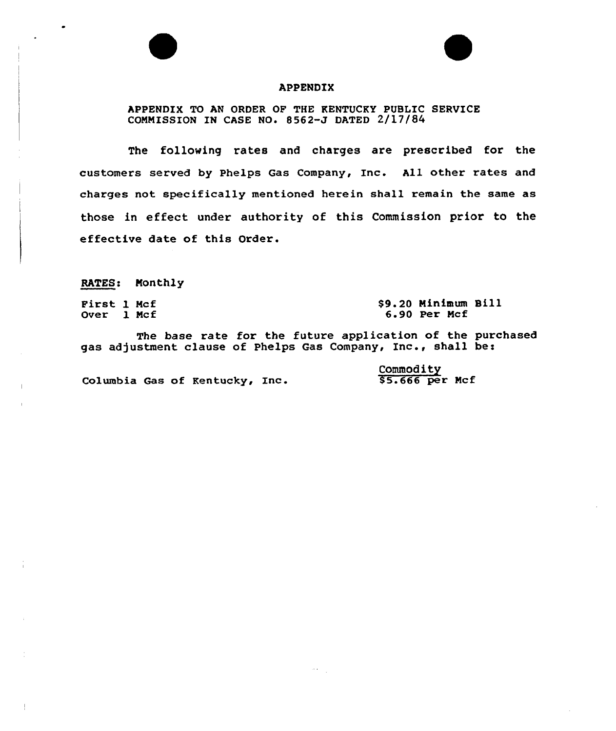# APPENDIX

APPENDIX TO AN ORDER OF THE KENTUCKY PUBLIC SERVICE COMMISSION IN CASE NO. 8562-J DATED 2/17/84

The following rates and charges are prescribed for the customers served by Phelps Gas Company, Inc. All other rates and charges not specifically mentioned herein shall remain the same as those in effect under authority of this Commission prior to the effective date of this Order.

**RATES:** Monthly

| | |
|---|---|
| First 1 Mcf | $9.20 Minimum Bill |
| Over 1 Mcf | 6.90 Per Mcf |

The base rate for the future application of the purchased gas adjustment clause of Phelps Gas Company, Inc., shall be:

| | Commodity |
|---|---|
| Columbia Gas of Kentucky, Inc. | $5.666 per Mcf |